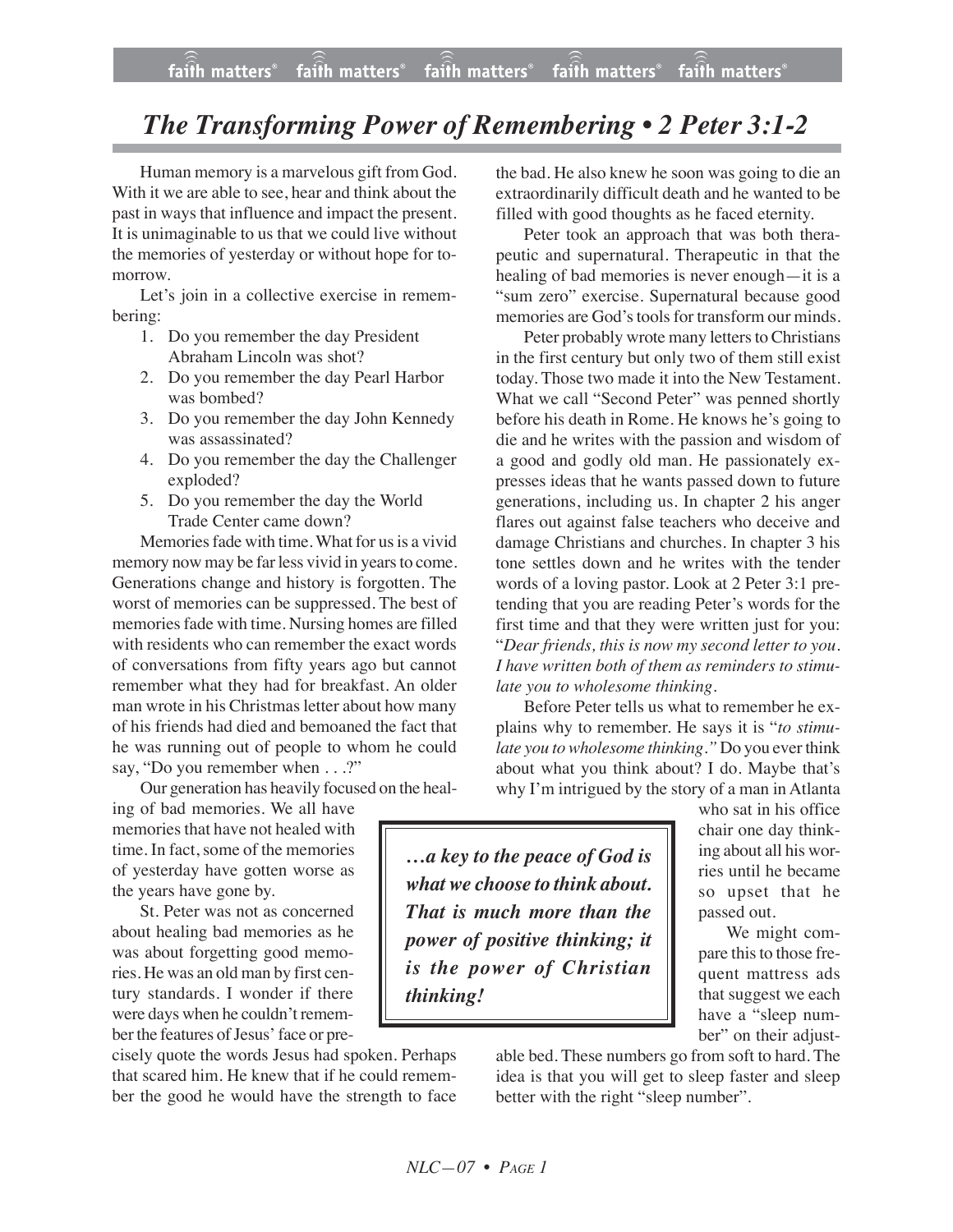# *The Transforming Power of Remembering • 2 Peter 3:1-2*

Human memory is a marvelous gift from God. With it we are able to see, hear and think about the past in ways that influence and impact the present. It is unimaginable to us that we could live without the memories of yesterday or without hope for tomorrow.

Let's join in a collective exercise in remembering:

1. Do you remember the day President Abraham Lincoln was shot?
2. Do you remember the day Pearl Harbor was bombed?
3. Do you remember the day John Kennedy was assassinated?
4. Do you remember the day the Challenger exploded?
5. Do you remember the day the World Trade Center came down?

Memories fade with time. What for us is a vivid memory now may be far less vivid in years to come. Generations change and history is forgotten. The worst of memories can be suppressed. The best of memories fade with time. Nursing homes are filled with residents who can remember the exact words of conversations from fifty years ago but cannot remember what they had for breakfast. An older man wrote in his Christmas letter about how many of his friends had died and bemoaned the fact that he was running out of people to whom he could say, "Do you remember when . . .?"

Our generation has heavily focused on the healing of bad memories. We all have memories that have not healed with time. In fact, some of the memories of yesterday have gotten worse as the years have gone by.

St. Peter was not as concerned about healing bad memories as he was about forgetting good memories. He was an old man by first century standards. I wonder if there were days when he couldn't remember the features of Jesus' face or precisely quote the words Jesus had spoken. Perhaps that scared him. He knew that if he could remember the good he would have the strength to face the bad. He also knew he soon was going to die an extraordinarily difficult death and he wanted to be filled with good thoughts as he faced eternity.

Peter took an approach that was both therapeutic and supernatural. Therapeutic in that the healing of bad memories is never enough—it is a "sum zero" exercise. Supernatural because good memories are God's tools for transform our minds.

Peter probably wrote many letters to Christians in the first century but only two of them still exist today. Those two made it into the New Testament. What we call "Second Peter" was penned shortly before his death in Rome. He knows he's going to die and he writes with the passion and wisdom of a good and godly old man. He passionately expresses ideas that he wants passed down to future generations, including us. In chapter 2 his anger flares out against false teachers who deceive and damage Christians and churches. In chapter 3 his tone settles down and he writes with the tender words of a loving pastor. Look at 2 Peter 3:1 pretending that you are reading Peter's words for the first time and that they were written just for you: "*Dear friends, this is now my second letter to you. I have written both of them as reminders to stimulate you to wholesome thinking.*

Before Peter tells us what to remember he explains why to remember. He says it is "*to stimulate you to wholesome thinking."* Do you ever think about what you think about? I do. Maybe that's why I'm intrigued by the story of a man in Atlanta who sat in his office chair one day thinking about all his worries until he became so upset that he passed out.

> ***…a key to the peace of God is what we choose to think about. That is much more than the power of positive thinking; it is the power of Christian thinking!***

We might compare this to those frequent mattress ads that suggest we each have a "sleep number" on their adjustable bed. These numbers go from soft to hard. The idea is that you will get to sleep faster and sleep better with the right "sleep number".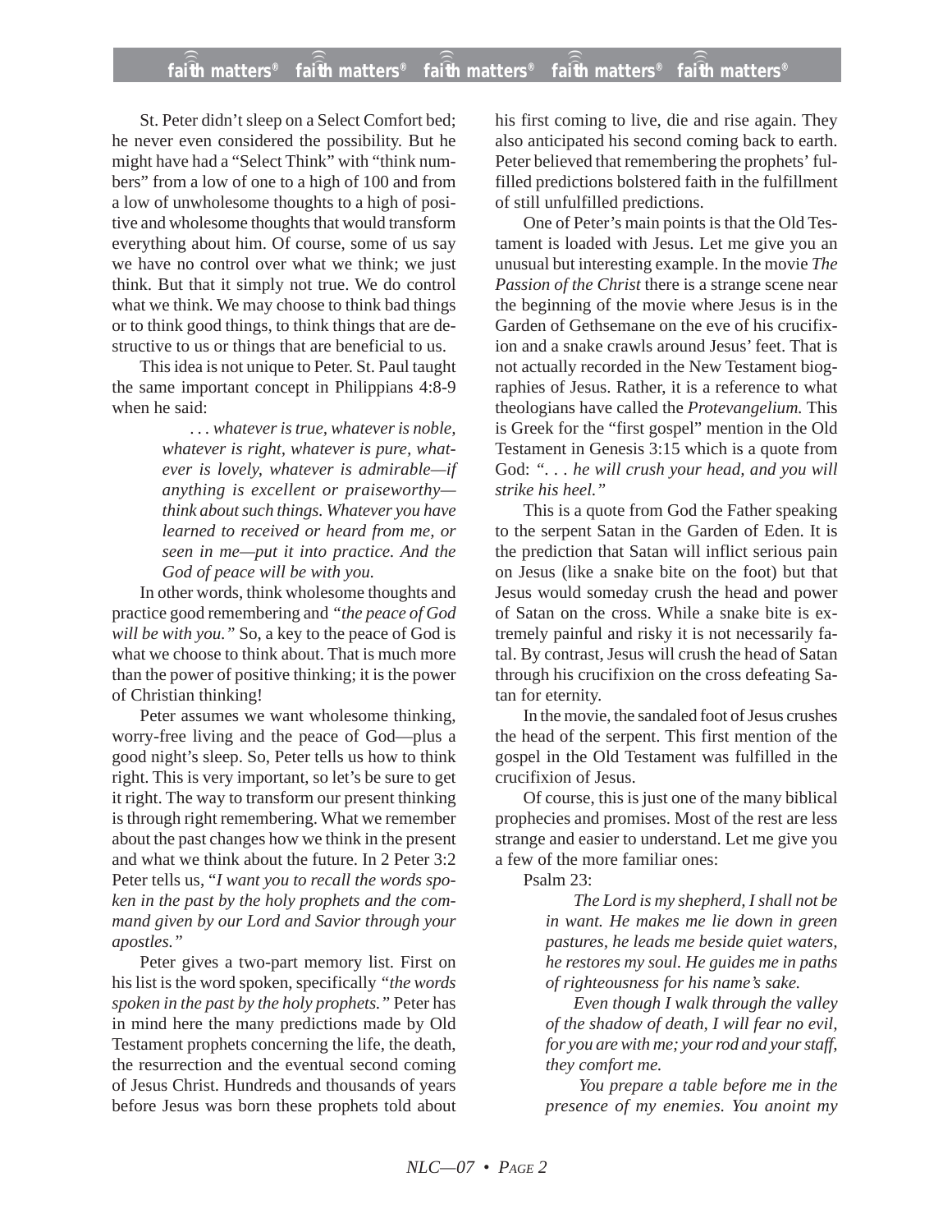St. Peter didn't sleep on a Select Comfort bed; he never even considered the possibility. But he might have had a "Select Think" with "think numbers" from a low of one to a high of 100 and from a low of unwholesome thoughts to a high of positive and wholesome thoughts that would transform everything about him. Of course, some of us say we have no control over what we think; we just think. But that it simply not true. We do control what we think. We may choose to think bad things or to think good things, to think things that are destructive to us or things that are beneficial to us.

This idea is not unique to Peter. St. Paul taught the same important concept in Philippians 4:8-9 when he said:

> *. . . whatever is true, whatever is noble, whatever is right, whatever is pure, whatever is lovely, whatever is admirable—if anything is excellent or praiseworthy—think about such things. Whatever you have learned to received or heard from me, or seen in me—put it into practice. And the God of peace will be with you.*

In other words, think wholesome thoughts and practice good remembering and *"the peace of God will be with you."* So, a key to the peace of God is what we choose to think about. That is much more than the power of positive thinking; it is the power of Christian thinking!

Peter assumes we want wholesome thinking, worry-free living and the peace of God—plus a good night's sleep. So, Peter tells us how to think right. This is very important, so let's be sure to get it right. The way to transform our present thinking is through right remembering. What we remember about the past changes how we think in the present and what we think about the future. In 2 Peter 3:2 Peter tells us, "*I want you to recall the words spoken in the past by the holy prophets and the command given by our Lord and Savior through your apostles."*

Peter gives a two-part memory list. First on his list is the word spoken, specifically *"the words spoken in the past by the holy prophets."* Peter has in mind here the many predictions made by Old Testament prophets concerning the life, the death, the resurrection and the eventual second coming of Jesus Christ. Hundreds and thousands of years before Jesus was born these prophets told about his first coming to live, die and rise again. They also anticipated his second coming back to earth. Peter believed that remembering the prophets' fulfilled predictions bolstered faith in the fulfillment of still unfulfilled predictions.

One of Peter's main points is that the Old Testament is loaded with Jesus. Let me give you an unusual but interesting example. In the movie *The Passion of the Christ* there is a strange scene near the beginning of the movie where Jesus is in the Garden of Gethsemane on the eve of his crucifixion and a snake crawls around Jesus' feet. That is not actually recorded in the New Testament biographies of Jesus. Rather, it is a reference to what theologians have called the *Protevangelium.* This is Greek for the "first gospel" mention in the Old Testament in Genesis 3:15 which is a quote from God: *". . . he will crush your head, and you will strike his heel."*

This is a quote from God the Father speaking to the serpent Satan in the Garden of Eden. It is the prediction that Satan will inflict serious pain on Jesus (like a snake bite on the foot) but that Jesus would someday crush the head and power of Satan on the cross. While a snake bite is extremely painful and risky it is not necessarily fatal. By contrast, Jesus will crush the head of Satan through his crucifixion on the cross defeating Satan for eternity.

In the movie, the sandaled foot of Jesus crushes the head of the serpent. This first mention of the gospel in the Old Testament was fulfilled in the crucifixion of Jesus.

Of course, this is just one of the many biblical prophecies and promises. Most of the rest are less strange and easier to understand. Let me give you a few of the more familiar ones:

Psalm 23:

> *The Lord is my shepherd, I shall not be in want. He makes me lie down in green pastures, he leads me beside quiet waters, he restores my soul. He guides me in paths of righteousness for his name's sake.*
>
> *Even though I walk through the valley of the shadow of death, I will fear no evil, for you are with me; your rod and your staff, they comfort me.*
>
> *You prepare a table before me in the presence of my enemies. You anoint my*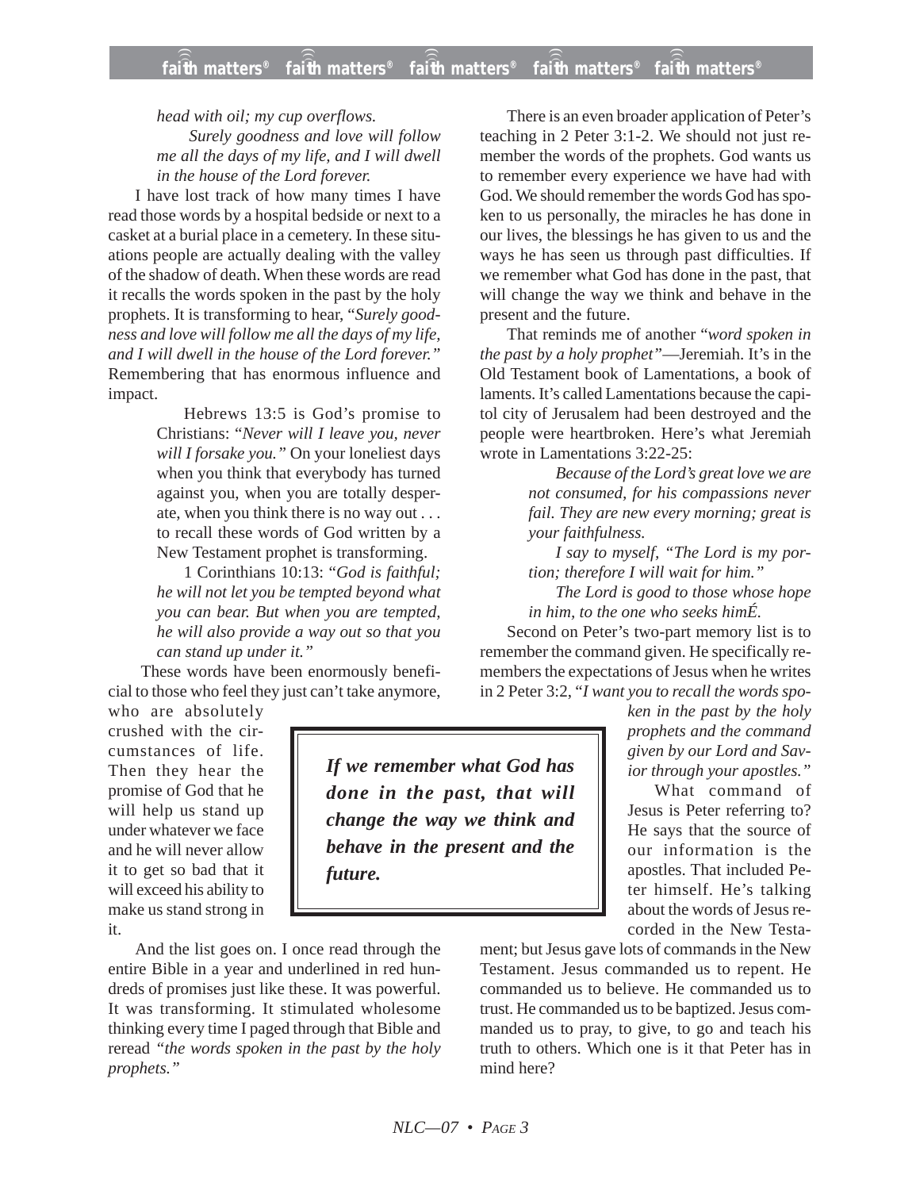*head with oil; my cup overflows.*

*Surely goodness and love will follow me all the days of my life, and I will dwell in the house of the Lord forever.*

I have lost track of how many times I have read those words by a hospital bedside or next to a casket at a burial place in a cemetery. In these situations people are actually dealing with the valley of the shadow of death. When these words are read it recalls the words spoken in the past by the holy prophets. It is transforming to hear, "*Surely goodness and love will follow me all the days of my life, and I will dwell in the house of the Lord forever.*" Remembering that has enormous influence and impact.

> Hebrews 13:5 is God's promise to Christians: "*Never will I leave you, never will I forsake you.*" On your loneliest days when you think that everybody has turned against you, when you are totally desperate, when you think there is no way out . . . to recall these words of God written by a New Testament prophet is transforming.
>
> 1 Corinthians 10:13: "*God is faithful; he will not let you be tempted beyond what you can bear. But when you are tempted, he will also provide a way out so that you can stand up under it.*"

These words have been enormously beneficial to those who feel they just can't take anymore, who are absolutely crushed with the circumstances of life. Then they hear the promise of God that he will help us stand up under whatever we face and he will never allow it to get so bad that it will exceed his ability to make us stand strong in it.

And the list goes on. I once read through the entire Bible in a year and underlined in red hundreds of promises just like these. It was powerful. It was transforming. It stimulated wholesome thinking every time I paged through that Bible and reread *"the words spoken in the past by the holy prophets."*

There is an even broader application of Peter's teaching in 2 Peter 3:1-2. We should not just remember the words of the prophets. God wants us to remember every experience we have had with God. We should remember the words God has spoken to us personally, the miracles he has done in our lives, the blessings he has given to us and the ways he has seen us through past difficulties. If we remember what God has done in the past, that will change the way we think and behave in the present and the future.

> ***If we remember what God has done in the past, that will change the way we think and behave in the present and the future.***

That reminds me of another "*word spoken in the past by a holy prophet*"—Jeremiah. It's in the Old Testament book of Lamentations, a book of laments. It's called Lamentations because the capitol city of Jerusalem had been destroyed and the people were heartbroken. Here's what Jeremiah wrote in Lamentations 3:22-25:

> *Because of the Lord's great love we are not consumed, for his compassions never fail. They are new every morning; great is your faithfulness.*
>
> *I say to myself, "The Lord is my portion; therefore I will wait for him."*
>
> *The Lord is good to those whose hope in him, to the one who seeks himÉ.*

Second on Peter's two-part memory list is to remember the command given. He specifically remembers the expectations of Jesus when he writes in 2 Peter 3:2, "*I want you to recall the words spoken in the past by the holy prophets and the command given by our Lord and Savior through your apostles.*"

What command of Jesus is Peter referring to? He says that the source of our information is the apostles. That included Peter himself. He's talking about the words of Jesus recorded in the New Testament; but Jesus gave lots of commands in the New Testament. Jesus commanded us to repent. He commanded us to believe. He commanded us to trust. He commanded us to be baptized. Jesus commanded us to pray, to give, to go and teach his truth to others. Which one is it that Peter has in mind here?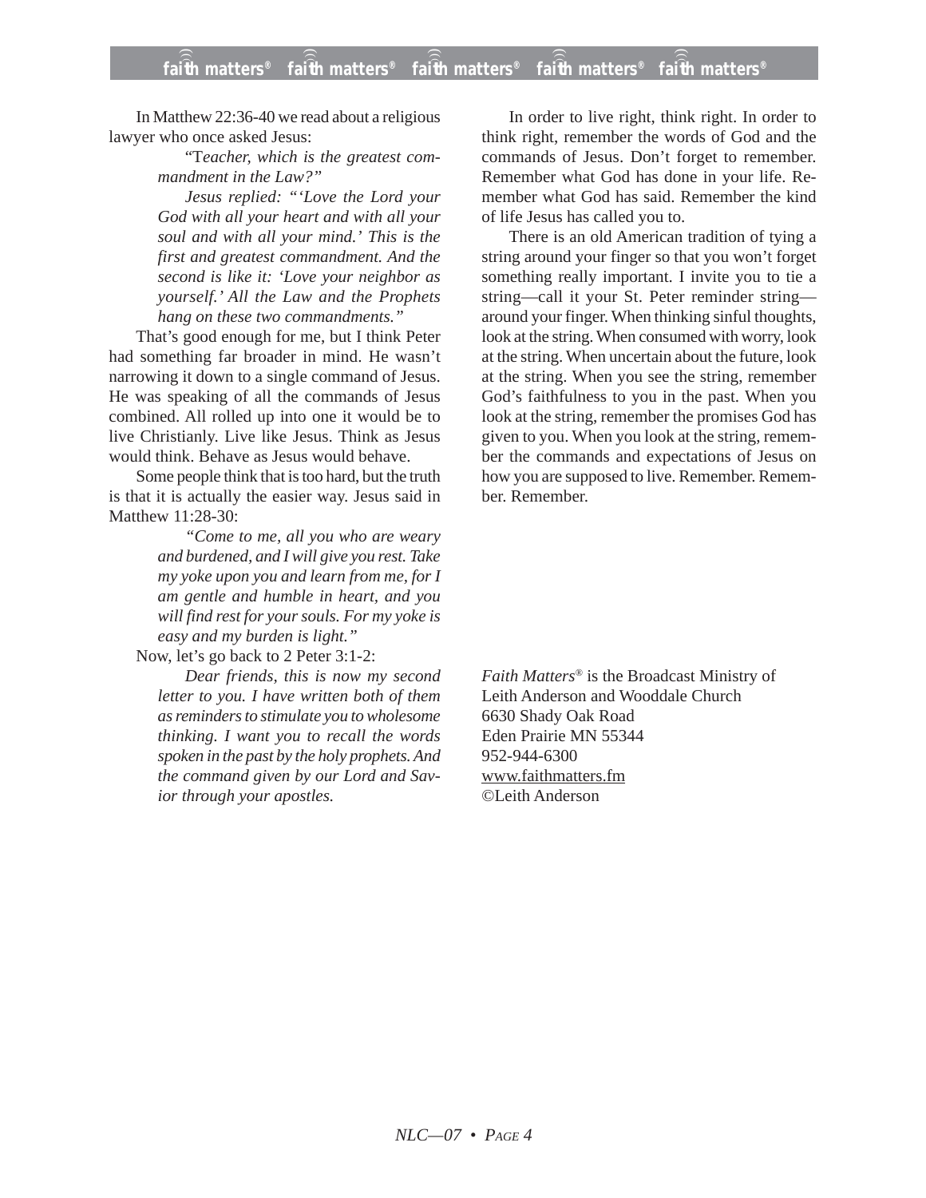In Matthew 22:36-40 we read about a religious lawyer who once asked Jesus:

> "T*eacher, which is the greatest commandment in the Law?"*
>
> *Jesus replied: "'Love the Lord your God with all your heart and with all your soul and with all your mind.' This is the first and greatest commandment. And the second is like it: 'Love your neighbor as yourself.' All the Law and the Prophets hang on these two commandments."*

That's good enough for me, but I think Peter had something far broader in mind. He wasn't narrowing it down to a single command of Jesus. He was speaking of all the commands of Jesus combined. All rolled up into one it would be to live Christianly. Live like Jesus. Think as Jesus would think. Behave as Jesus would behave.

Some people think that is too hard, but the truth is that it is actually the easier way. Jesus said in Matthew 11:28-30:

> *"Come to me, all you who are weary and burdened, and I will give you rest. Take my yoke upon you and learn from me, for I am gentle and humble in heart, and you will find rest for your souls. For my yoke is easy and my burden is light."*

Now, let's go back to 2 Peter 3:1-2:

> *Dear friends, this is now my second letter to you. I have written both of them as reminders to stimulate you to wholesome thinking. I want you to recall the words spoken in the past by the holy prophets. And the command given by our Lord and Savior through your apostles.*

In order to live right, think right. In order to think right, remember the words of God and the commands of Jesus. Don't forget to remember. Remember what God has done in your life. Remember what God has said. Remember the kind of life Jesus has called you to.

There is an old American tradition of tying a string around your finger so that you won't forget something really important. I invite you to tie a string—call it your St. Peter reminder string—around your finger. When thinking sinful thoughts, look at the string. When consumed with worry, look at the string. When uncertain about the future, look at the string. When you see the string, remember God's faithfulness to you in the past. When you look at the string, remember the promises God has given to you. When you look at the string, remember the commands and expectations of Jesus on how you are supposed to live. Remember. Remember. Remember.

*Faith Matters*® is the Broadcast Ministry of
Leith Anderson and Wooddale Church
6630 Shady Oak Road
Eden Prairie MN 55344
952-944-6300
www.faithmatters.fm
©Leith Anderson